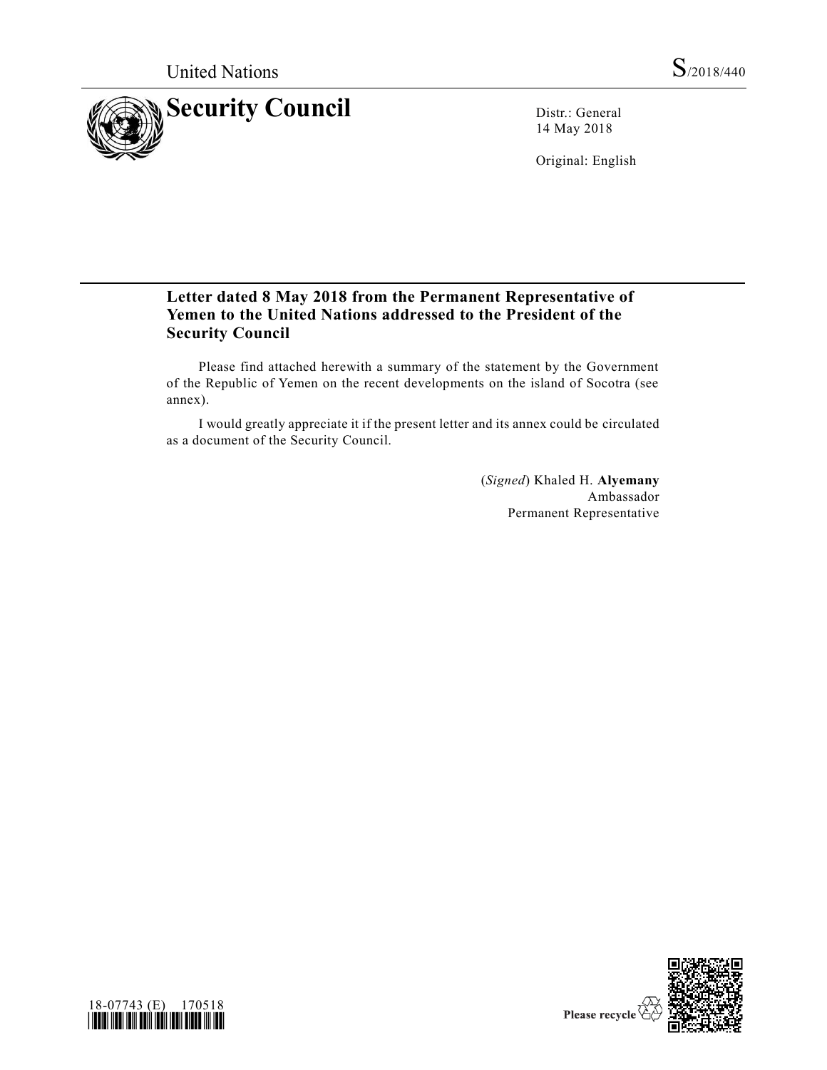United Nations S/2018/440

# Security Council

Distr.: General
14 May 2018

Original: English

## Letter dated 8 May 2018 from the Permanent Representative of Yemen to the United Nations addressed to the President of the Security Council

Please find attached herewith a summary of the statement by the Government of the Republic of Yemen on the recent developments on the island of Socotra (see annex).

I would greatly appreciate it if the present letter and its annex could be circulated as a document of the Security Council.

(*Signed*) Khaled H. **Alyemany**
Ambassador
Permanent Representative

18-07743 (E) 170518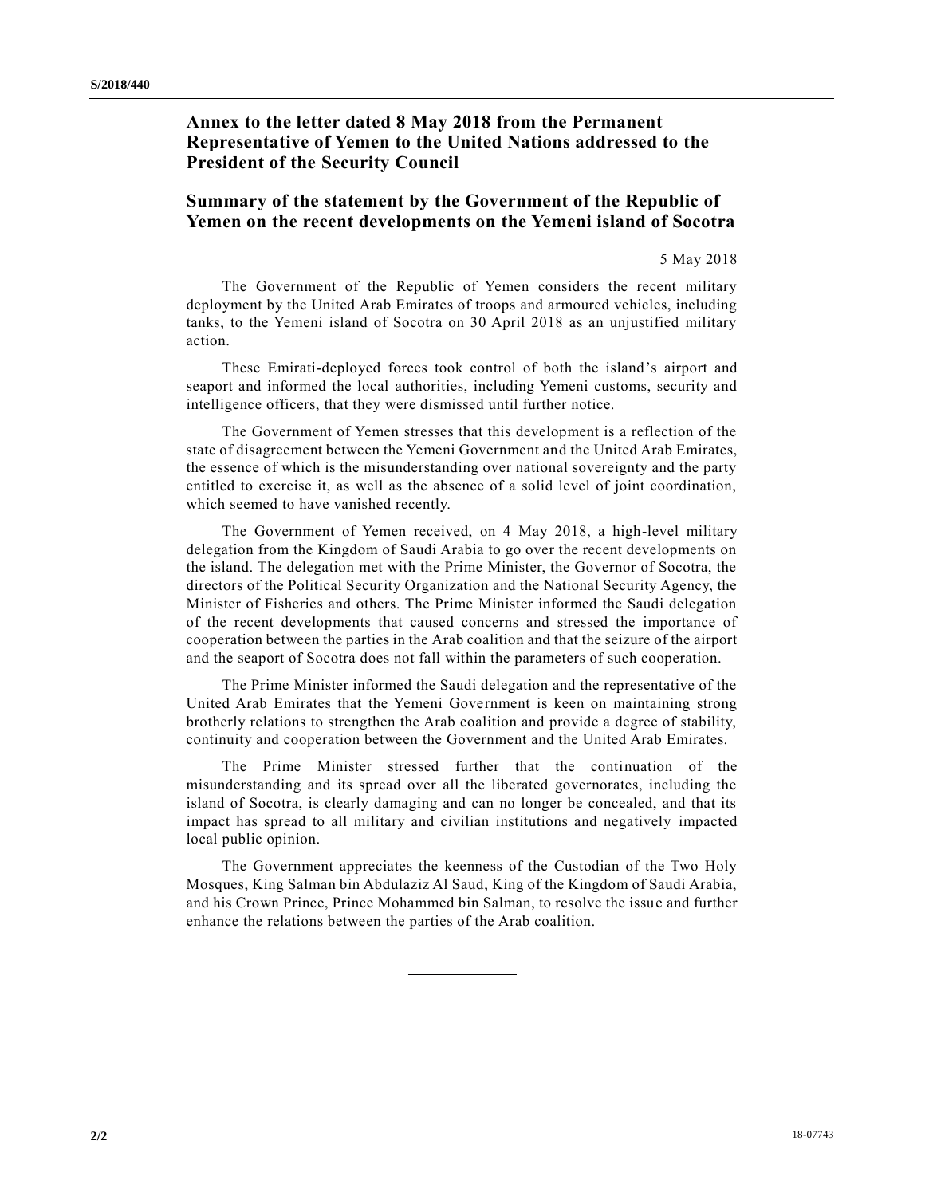## Annex to the letter dated 8 May 2018 from the Permanent Representative of Yemen to the United Nations addressed to the President of the Security Council

## Summary of the statement by the Government of the Republic of Yemen on the recent developments on the Yemeni island of Socotra

5 May 2018

The Government of the Republic of Yemen considers the recent military deployment by the United Arab Emirates of troops and armoured vehicles, including tanks, to the Yemeni island of Socotra on 30 April 2018 as an unjustified military action.

These Emirati-deployed forces took control of both the island's airport and seaport and informed the local authorities, including Yemeni customs, security and intelligence officers, that they were dismissed until further notice.

The Government of Yemen stresses that this development is a reflection of the state of disagreement between the Yemeni Government and the United Arab Emirates, the essence of which is the misunderstanding over national sovereignty and the party entitled to exercise it, as well as the absence of a solid level of joint coordination, which seemed to have vanished recently.

The Government of Yemen received, on 4 May 2018, a high-level military delegation from the Kingdom of Saudi Arabia to go over the recent developments on the island. The delegation met with the Prime Minister, the Governor of Socotra, the directors of the Political Security Organization and the National Security Agency, the Minister of Fisheries and others. The Prime Minister informed the Saudi delegation of the recent developments that caused concerns and stressed the importance of cooperation between the parties in the Arab coalition and that the seizure of the airport and the seaport of Socotra does not fall within the parameters of such cooperation.

The Prime Minister informed the Saudi delegation and the representative of the United Arab Emirates that the Yemeni Government is keen on maintaining strong brotherly relations to strengthen the Arab coalition and provide a degree of stability, continuity and cooperation between the Government and the United Arab Emirates.

The Prime Minister stressed further that the continuation of the misunderstanding and its spread over all the liberated governorates, including the island of Socotra, is clearly damaging and can no longer be concealed, and that its impact has spread to all military and civilian institutions and negatively impacted local public opinion.

The Government appreciates the keenness of the Custodian of the Two Holy Mosques, King Salman bin Abdulaziz Al Saud, King of the Kingdom of Saudi Arabia, and his Crown Prince, Prince Mohammed bin Salman, to resolve the issue and further enhance the relations between the parties of the Arab coalition.